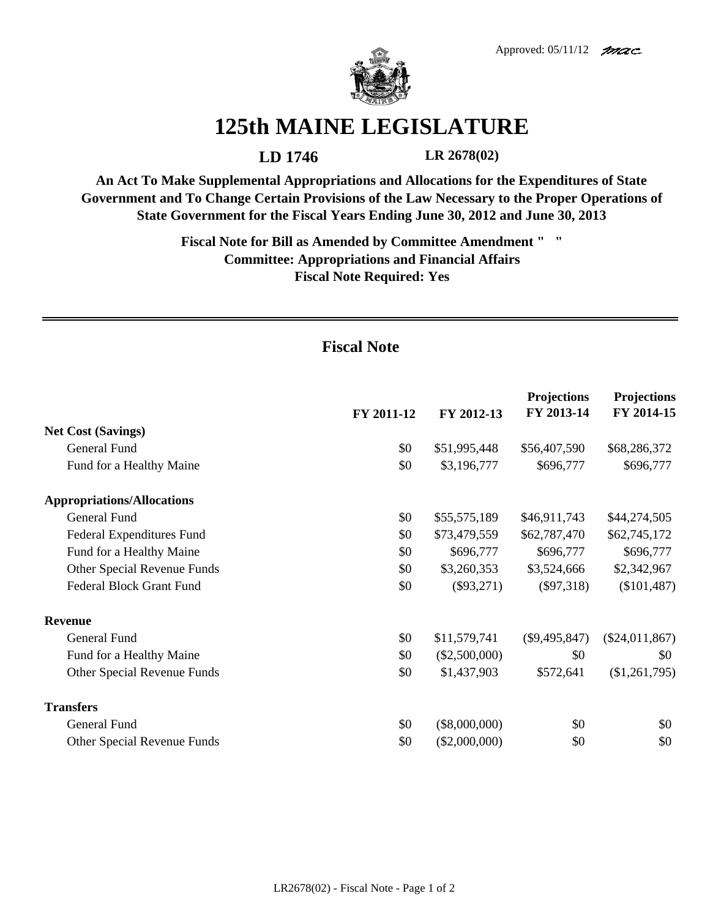Approved: 05/11/12 mac

# 125th MAINE LEGISLATURE

**LD 1746** **LR 2678(02)**

**An Act To Make Supplemental Appropriations and Allocations for the Expenditures of State Government and To Change Certain Provisions of the Law Necessary to the Proper Operations of State Government for the Fiscal Years Ending June 30, 2012 and June 30, 2013**

**Fiscal Note for Bill as Amended by Committee Amendment " "**
**Committee: Appropriations and Financial Affairs**
**Fiscal Note Required: Yes**

## Fiscal Note

| | FY 2011-12 | FY 2012-13 | Projections FY 2013-14 | Projections FY 2014-15 |
|---|---|---|---|---|
| **Net Cost (Savings)** | | | | |
| General Fund | $0 | $51,995,448 | $56,407,590 | $68,286,372 |
| Fund for a Healthy Maine | $0 | $3,196,777 | $696,777 | $696,777 |
| **Appropriations/Allocations** | | | | |
| General Fund | $0 | $55,575,189 | $46,911,743 | $44,274,505 |
| Federal Expenditures Fund | $0 | $73,479,559 | $62,787,470 | $62,745,172 |
| Fund for a Healthy Maine | $0 | $696,777 | $696,777 | $696,777 |
| Other Special Revenue Funds | $0 | $3,260,353 | $3,524,666 | $2,342,967 |
| Federal Block Grant Fund | $0 | ($93,271) | ($97,318) | ($101,487) |
| **Revenue** | | | | |
| General Fund | $0 | $11,579,741 | ($9,495,847) | ($24,011,867) |
| Fund for a Healthy Maine | $0 | ($2,500,000) | $0 | $0 |
| Other Special Revenue Funds | $0 | $1,437,903 | $572,641 | ($1,261,795) |
| **Transfers** | | | | |
| General Fund | $0 | ($8,000,000) | $0 | $0 |
| Other Special Revenue Funds | $0 | ($2,000,000) | $0 | $0 |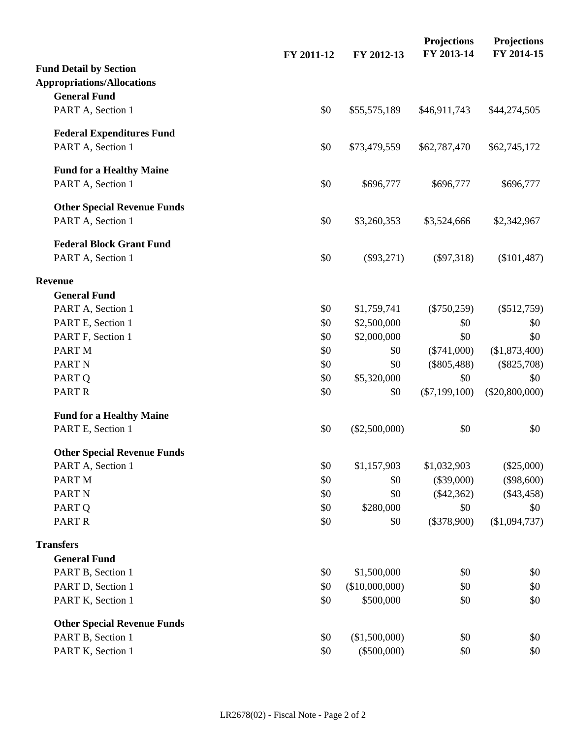| | FY 2011-12 | FY 2012-13 | Projections FY 2013-14 | Projections FY 2014-15 |
|---|---|---|---|---|
| **Fund Detail by Section** | | | | |
| **Appropriations/Allocations** | | | | |
| **General Fund** | | | | |
| PART A, Section 1 | $0 | $55,575,189 | $46,911,743 | $44,274,505 |
| **Federal Expenditures Fund** | | | | |
| PART A, Section 1 | $0 | $73,479,559 | $62,787,470 | $62,745,172 |
| **Fund for a Healthy Maine** | | | | |
| PART A, Section 1 | $0 | $696,777 | $696,777 | $696,777 |
| **Other Special Revenue Funds** | | | | |
| PART A, Section 1 | $0 | $3,260,353 | $3,524,666 | $2,342,967 |
| **Federal Block Grant Fund** | | | | |
| PART A, Section 1 | $0 | ($93,271) | ($97,318) | ($101,487) |
| **Revenue** | | | | |
| **General Fund** | | | | |
| PART A, Section 1 | $0 | $1,759,741 | ($750,259) | ($512,759) |
| PART E, Section 1 | $0 | $2,500,000 | $0 | $0 |
| PART F, Section 1 | $0 | $2,000,000 | $0 | $0 |
| PART M | $0 | $0 | ($741,000) | ($1,873,400) |
| PART N | $0 | $0 | ($805,488) | ($825,708) |
| PART Q | $0 | $5,320,000 | $0 | $0 |
| PART R | $0 | $0 | ($7,199,100) | ($20,800,000) |
| **Fund for a Healthy Maine** | | | | |
| PART E, Section 1 | $0 | ($2,500,000) | $0 | $0 |
| **Other Special Revenue Funds** | | | | |
| PART A, Section 1 | $0 | $1,157,903 | $1,032,903 | ($25,000) |
| PART M | $0 | $0 | ($39,000) | ($98,600) |
| PART N | $0 | $0 | ($42,362) | ($43,458) |
| PART Q | $0 | $280,000 | $0 | $0 |
| PART R | $0 | $0 | ($378,900) | ($1,094,737) |
| **Transfers** | | | | |
| **General Fund** | | | | |
| PART B, Section 1 | $0 | $1,500,000 | $0 | $0 |
| PART D, Section 1 | $0 | ($10,000,000) | $0 | $0 |
| PART K, Section 1 | $0 | $500,000 | $0 | $0 |
| **Other Special Revenue Funds** | | | | |
| PART B, Section 1 | $0 | ($1,500,000) | $0 | $0 |
| PART K, Section 1 | $0 | ($500,000) | $0 | $0 |